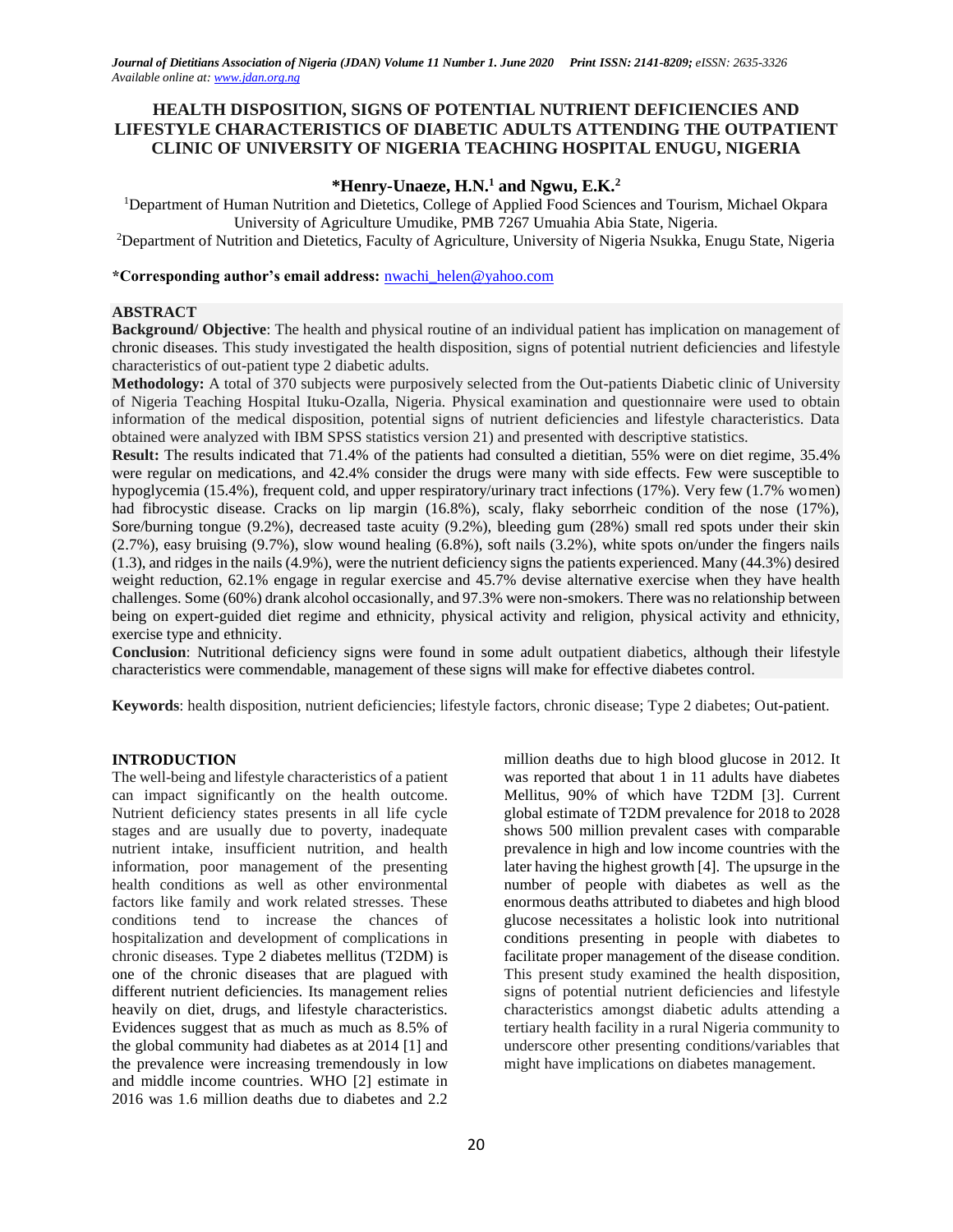# HEALTH DISPOSITION, SIGNS OF POTENTIAL NUTRIENT DEFICIENCIES AND LIFESTYLE CHARACTERISTICS OF DIABETIC ADULTS ATTENDING THE OUTPATIENT CLINIC OF UNIVERSITY OF NIGERIA TEACHING HOSPITAL ENUGU, NIGERIA

**\*Henry-Unaeze, H.N.[1] and Ngwu, E.K.[2]**

[1]Department of Human Nutrition and Dietetics, College of Applied Food Sciences and Tourism, Michael Okpara University of Agriculture Umudike, PMB 7267 Umuahia Abia State, Nigeria.

[2]Department of Nutrition and Dietetics, Faculty of Agriculture, University of Nigeria Nsukka, Enugu State, Nigeria

**\*Corresponding author's email address:** nwachi_helen@yahoo.com

## ABSTRACT

**Background/ Objective**: The health and physical routine of an individual patient has implication on management of chronic diseases. This study investigated the health disposition, signs of potential nutrient deficiencies and lifestyle characteristics of out-patient type 2 diabetic adults.

**Methodology:** A total of 370 subjects were purposively selected from the Out-patients Diabetic clinic of University of Nigeria Teaching Hospital Ituku-Ozalla, Nigeria. Physical examination and questionnaire were used to obtain information of the medical disposition, potential signs of nutrient deficiencies and lifestyle characteristics. Data obtained were analyzed with IBM SPSS statistics version 21) and presented with descriptive statistics.

**Result:** The results indicated that 71.4% of the patients had consulted a dietitian, 55% were on diet regime, 35.4% were regular on medications, and 42.4% consider the drugs were many with side effects. Few were susceptible to hypoglycemia (15.4%), frequent cold, and upper respiratory/urinary tract infections (17%). Very few (1.7% women) had fibrocystic disease. Cracks on lip margin (16.8%), scaly, flaky seborrheic condition of the nose (17%), Sore/burning tongue (9.2%), decreased taste acuity (9.2%), bleeding gum (28%) small red spots under their skin (2.7%), easy bruising (9.7%), slow wound healing (6.8%), soft nails (3.2%), white spots on/under the fingers nails (1.3), and ridges in the nails (4.9%), were the nutrient deficiency signs the patients experienced. Many (44.3%) desired weight reduction, 62.1% engage in regular exercise and 45.7% devise alternative exercise when they have health challenges. Some (60%) drank alcohol occasionally, and 97.3% were non-smokers. There was no relationship between being on expert-guided diet regime and ethnicity, physical activity and religion, physical activity and ethnicity, exercise type and ethnicity.

**Conclusion**: Nutritional deficiency signs were found in some adult outpatient diabetics, although their lifestyle characteristics were commendable, management of these signs will make for effective diabetes control.

**Keywords**: health disposition, nutrient deficiencies; lifestyle factors, chronic disease; Type 2 diabetes; Out-patient.

## INTRODUCTION

The well-being and lifestyle characteristics of a patient can impact significantly on the health outcome. Nutrient deficiency states presents in all life cycle stages and are usually due to poverty, inadequate nutrient intake, insufficient nutrition, and health information, poor management of the presenting health conditions as well as other environmental factors like family and work related stresses. These conditions tend to increase the chances of hospitalization and development of complications in chronic diseases. Type 2 diabetes mellitus (T2DM) is one of the chronic diseases that are plagued with different nutrient deficiencies. Its management relies heavily on diet, drugs, and lifestyle characteristics. Evidences suggest that as much as much as 8.5% of the global community had diabetes as at 2014 [1] and the prevalence were increasing tremendously in low and middle income countries. WHO [2] estimate in 2016 was 1.6 million deaths due to diabetes and 2.2 million deaths due to high blood glucose in 2012. It was reported that about 1 in 11 adults have diabetes Mellitus, 90% of which have T2DM [3]. Current global estimate of T2DM prevalence for 2018 to 2028 shows 500 million prevalent cases with comparable prevalence in high and low income countries with the later having the highest growth [4]. The upsurge in the number of people with diabetes as well as the enormous deaths attributed to diabetes and high blood glucose necessitates a holistic look into nutritional conditions presenting in people with diabetes to facilitate proper management of the disease condition. This present study examined the health disposition, signs of potential nutrient deficiencies and lifestyle characteristics amongst diabetic adults attending a tertiary health facility in a rural Nigeria community to underscore other presenting conditions/variables that might have implications on diabetes management.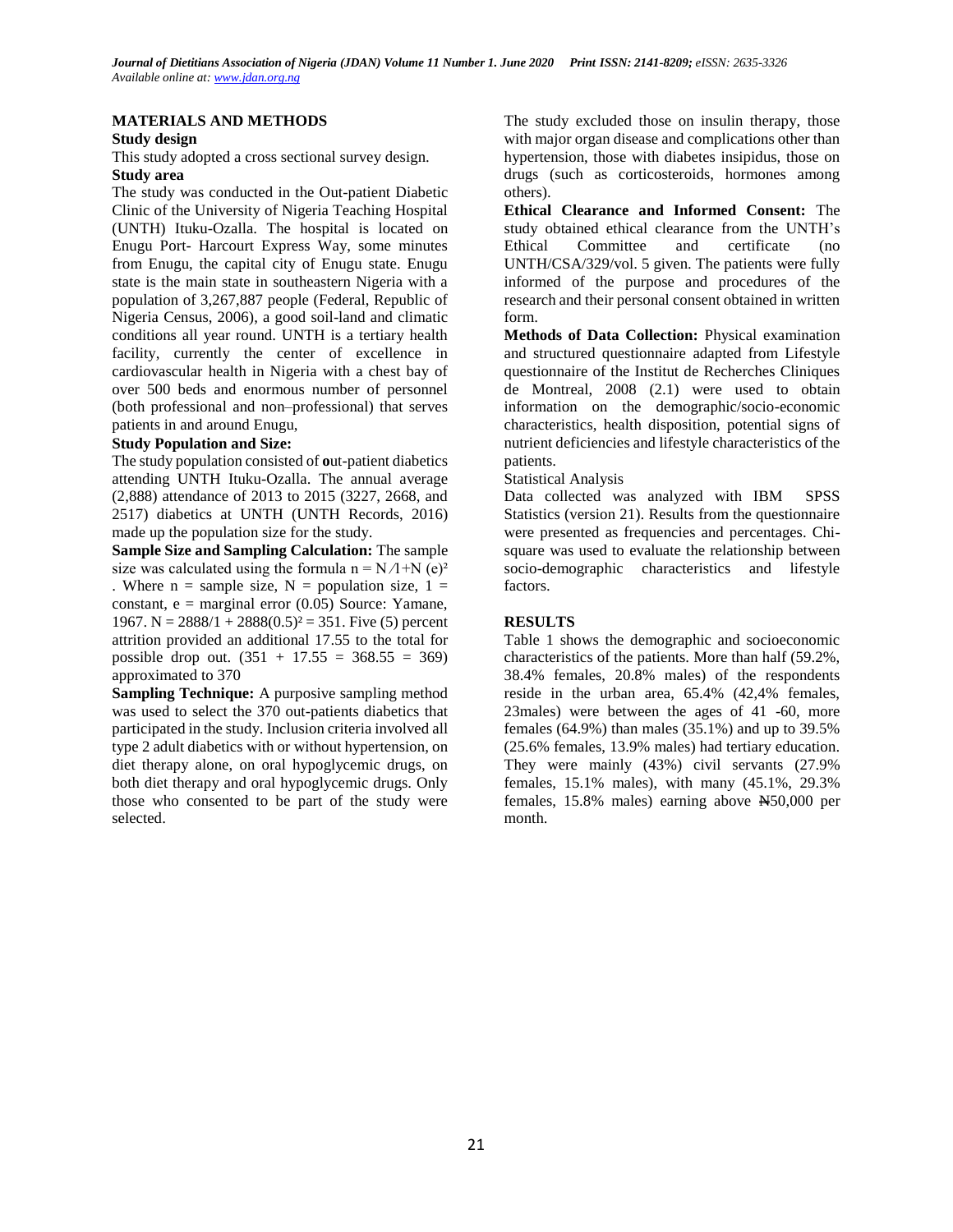## MATERIALS AND METHODS

### Study design

This study adopted a cross sectional survey design.

### Study area

The study was conducted in the Out-patient Diabetic Clinic of the University of Nigeria Teaching Hospital (UNTH) Ituku-Ozalla. The hospital is located on Enugu Port- Harcourt Express Way, some minutes from Enugu, the capital city of Enugu state. Enugu state is the main state in southeastern Nigeria with a population of 3,267,887 people (Federal, Republic of Nigeria Census, 2006), a good soil-land and climatic conditions all year round. UNTH is a tertiary health facility, currently the center of excellence in cardiovascular health in Nigeria with a chest bay of over 500 beds and enormous number of personnel (both professional and non–professional) that serves patients in and around Enugu,

### Study Population and Size:

The study population consisted of **o**ut-patient diabetics attending UNTH Ituku-Ozalla. The annual average (2,888) attendance of 2013 to 2015 (3227, 2668, and 2517) diabetics at UNTH (UNTH Records, 2016) made up the population size for the study.

**Sample Size and Sampling Calculation:** The sample size was calculated using the formula $n = N/1{+}N\,(e)^2$ . Where n = sample size, N = population size, 1 = constant, e = marginal error (0.05) Source: Yamane, 1967. $N = 2888/1 + 2888(0.5)^2 = 351$. Five (5) percent attrition provided an additional 17.55 to the total for possible drop out. (351 + 17.55 = 368.55 = 369) approximated to 370

**Sampling Technique:** A purposive sampling method was used to select the 370 out-patients diabetics that participated in the study. Inclusion criteria involved all type 2 adult diabetics with or without hypertension, on diet therapy alone, on oral hypoglycemic drugs, on both diet therapy and oral hypoglycemic drugs. Only those who consented to be part of the study were selected.

The study excluded those on insulin therapy, those with major organ disease and complications other than hypertension, those with diabetes insipidus, those on drugs (such as corticosteroids, hormones among others).

**Ethical Clearance and Informed Consent:** The study obtained ethical clearance from the UNTH's Ethical Committee and certificate (no UNTH/CSA/329/vol. 5 given. The patients were fully informed of the purpose and procedures of the research and their personal consent obtained in written form.

**Methods of Data Collection:** Physical examination and structured questionnaire adapted from Lifestyle questionnaire of the Institut de Recherches Cliniques de Montreal, 2008 (2.1) were used to obtain information on the demographic/socio-economic characteristics, health disposition, potential signs of nutrient deficiencies and lifestyle characteristics of the patients.

Statistical Analysis

Data collected was analyzed with IBM SPSS Statistics (version 21). Results from the questionnaire were presented as frequencies and percentages. Chi-square was used to evaluate the relationship between socio-demographic characteristics and lifestyle factors.

## RESULTS

Table 1 shows the demographic and socioeconomic characteristics of the patients. More than half (59.2%, 38.4% females, 20.8% males) of the respondents reside in the urban area, 65.4% (42,4% females, 23males) were between the ages of 41 -60, more females (64.9%) than males (35.1%) and up to 39.5% (25.6% females, 13.9% males) had tertiary education. They were mainly (43%) civil servants (27.9% females, 15.1% males), with many (45.1%, 29.3% females, 15.8% males) earning above ₦50,000 per month.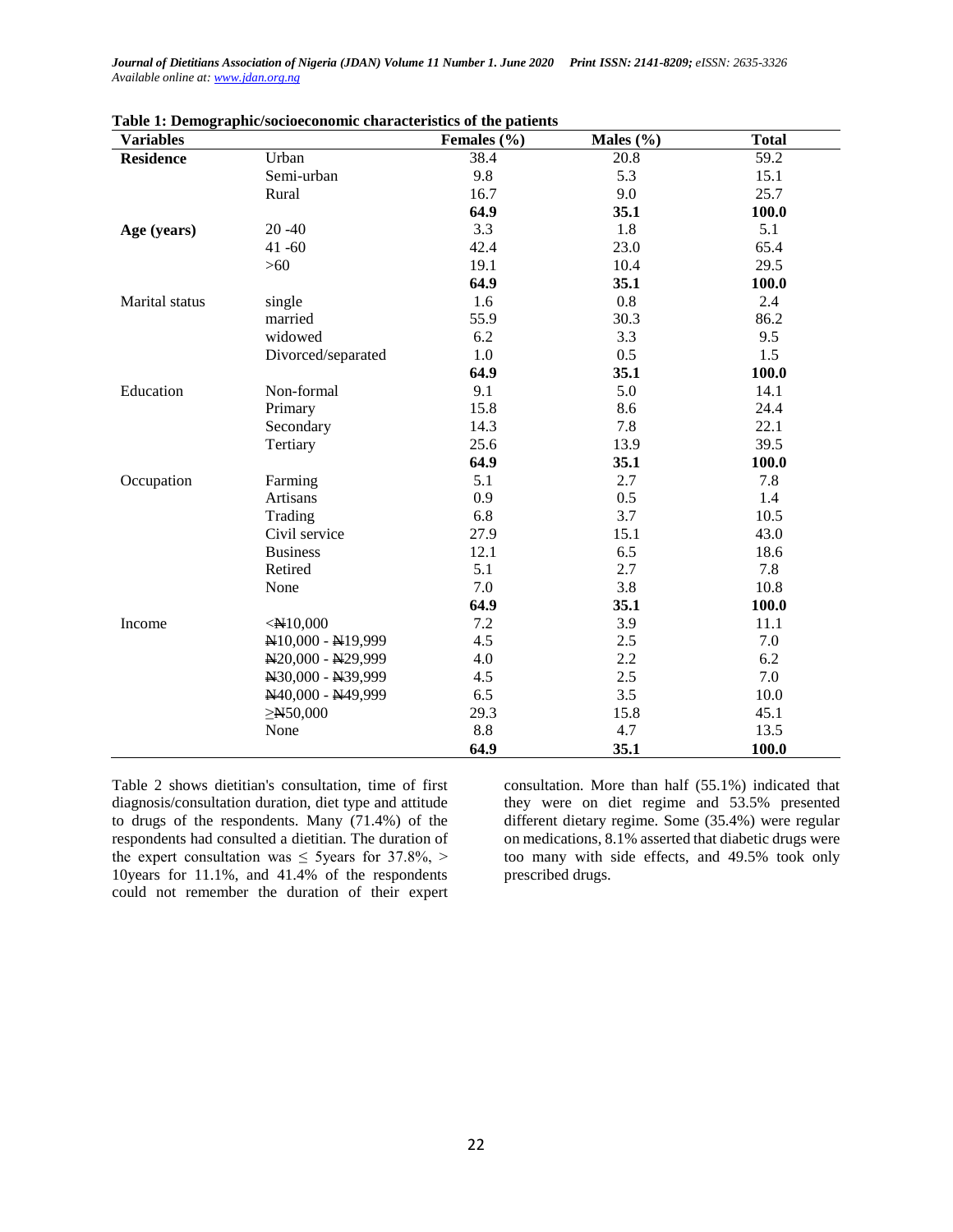**Table 1: Demographic/socioeconomic characteristics of the patients**

| Variables | | Females (%) | Males (%) | Total |
|---|---|---|---|---|
| **Residence** | Urban | 38.4 | 20.8 | 59.2 |
| | Semi-urban | 9.8 | 5.3 | 15.1 |
| | Rural | 16.7 | 9.0 | 25.7 |
| | | **64.9** | **35.1** | **100.0** |
| **Age (years)** | 20 -40 | 3.3 | 1.8 | 5.1 |
| | 41 -60 | 42.4 | 23.0 | 65.4 |
| | >60 | 19.1 | 10.4 | 29.5 |
| | | **64.9** | **35.1** | **100.0** |
| Marital status | single | 1.6 | 0.8 | 2.4 |
| | married | 55.9 | 30.3 | 86.2 |
| | widowed | 6.2 | 3.3 | 9.5 |
| | Divorced/separated | 1.0 | 0.5 | 1.5 |
| | | **64.9** | **35.1** | **100.0** |
| Education | Non-formal | 9.1 | 5.0 | 14.1 |
| | Primary | 15.8 | 8.6 | 24.4 |
| | Secondary | 14.3 | 7.8 | 22.1 |
| | Tertiary | 25.6 | 13.9 | 39.5 |
| | | **64.9** | **35.1** | **100.0** |
| Occupation | Farming | 5.1 | 2.7 | 7.8 |
| | Artisans | 0.9 | 0.5 | 1.4 |
| | Trading | 6.8 | 3.7 | 10.5 |
| | Civil service | 27.9 | 15.1 | 43.0 |
| | Business | 12.1 | 6.5 | 18.6 |
| | Retired | 5.1 | 2.7 | 7.8 |
| | None | 7.0 | 3.8 | 10.8 |
| | | **64.9** | **35.1** | **100.0** |
| Income | <₦10,000 | 7.2 | 3.9 | 11.1 |
| | ₦10,000 - ₦19,999 | 4.5 | 2.5 | 7.0 |
| | ₦20,000 - ₦29,999 | 4.0 | 2.2 | 6.2 |
| | ₦30,000 - ₦39,999 | 4.5 | 2.5 | 7.0 |
| | ₦40,000 - ₦49,999 | 6.5 | 3.5 | 10.0 |
| | ≥₦50,000 | 29.3 | 15.8 | 45.1 |
| | None | 8.8 | 4.7 | 13.5 |
| | | **64.9** | **35.1** | **100.0** |

Table 2 shows dietitian's consultation, time of first diagnosis/consultation duration, diet type and attitude to drugs of the respondents. Many (71.4%) of the respondents had consulted a dietitian. The duration of the expert consultation was ≤ 5years for 37.8%, > 10years for 11.1%, and 41.4% of the respondents could not remember the duration of their expert consultation. More than half (55.1%) indicated that they were on diet regime and 53.5% presented different dietary regime. Some (35.4%) were regular on medications, 8.1% asserted that diabetic drugs were too many with side effects, and 49.5% took only prescribed drugs.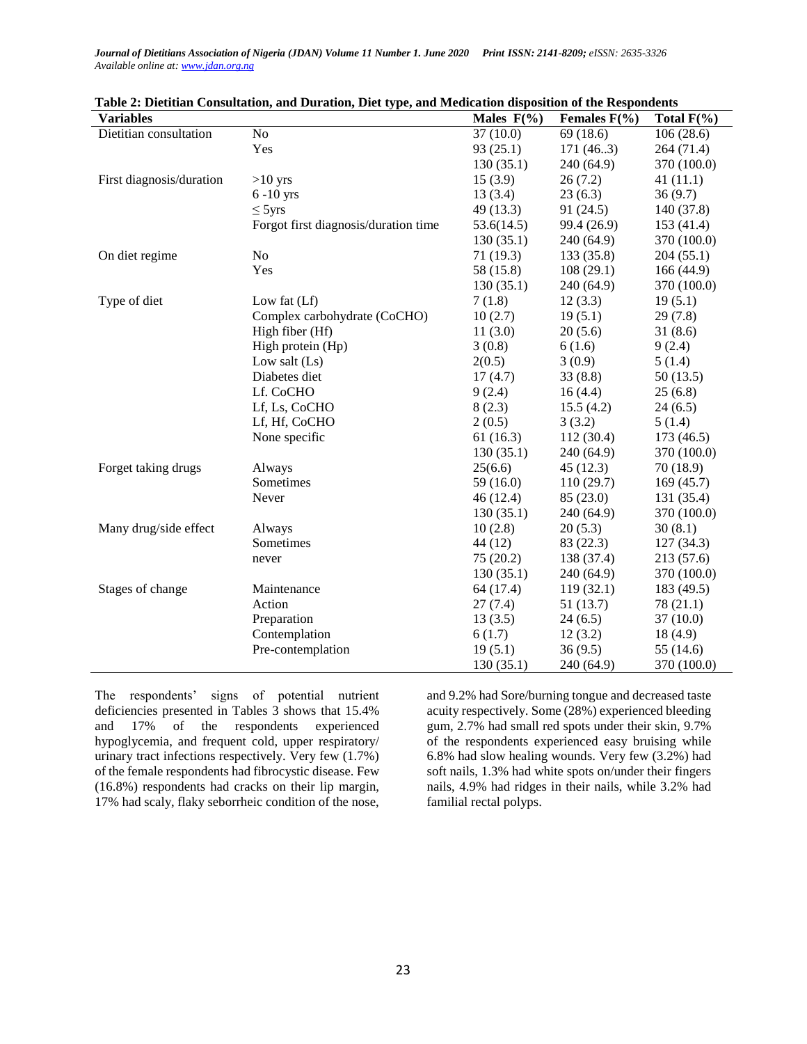**Table 2: Dietitian Consultation, and Duration, Diet type, and Medication disposition of the Respondents**

| Variables | | Males F(%) | Females F(%) | Total F(%) |
|---|---|---|---|---|
| Dietitian consultation | No | 37 (10.0) | 69 (18.6) | 106 (28.6) |
| | Yes | 93 (25.1) | 171 (46..3) | 264 (71.4) |
| | | 130 (35.1) | 240 (64.9) | 370 (100.0) |
| First diagnosis/duration | >10 yrs | 15 (3.9) | 26 (7.2) | 41 (11.1) |
| | 6 -10 yrs | 13 (3.4) | 23 (6.3) | 36 (9.7) |
| | ≤ 5yrs | 49 (13.3) | 91 (24.5) | 140 (37.8) |
| | Forgot first diagnosis/duration time | 53.6(14.5) | 99.4 (26.9) | 153 (41.4) |
| | | 130 (35.1) | 240 (64.9) | 370 (100.0) |
| On diet regime | No | 71 (19.3) | 133 (35.8) | 204 (55.1) |
| | Yes | 58 (15.8) | 108 (29.1) | 166 (44.9) |
| | | 130 (35.1) | 240 (64.9) | 370 (100.0) |
| Type of diet | Low fat (Lf) | 7 (1.8) | 12 (3.3) | 19 (5.1) |
| | Complex carbohydrate (CoCHO) | 10 (2.7) | 19 (5.1) | 29 (7.8) |
| | High fiber (Hf) | 11 (3.0) | 20 (5.6) | 31 (8.6) |
| | High protein (Hp) | 3 (0.8) | 6 (1.6) | 9 (2.4) |
| | Low salt (Ls) | 2(0.5) | 3 (0.9) | 5 (1.4) |
| | Diabetes diet | 17 (4.7) | 33 (8.8) | 50 (13.5) |
| | Lf. CoCHO | 9 (2.4) | 16 (4.4) | 25 (6.8) |
| | Lf, Ls, CoCHO | 8 (2.3) | 15.5 (4.2) | 24 (6.5) |
| | Lf, Hf, CoCHO | 2 (0.5) | 3 (3.2) | 5 (1.4) |
| | None specific | 61 (16.3) | 112 (30.4) | 173 (46.5) |
| | | 130 (35.1) | 240 (64.9) | 370 (100.0) |
| Forget taking drugs | Always | 25(6.6) | 45 (12.3) | 70 (18.9) |
| | Sometimes | 59 (16.0) | 110 (29.7) | 169 (45.7) |
| | Never | 46 (12.4) | 85 (23.0) | 131 (35.4) |
| | | 130 (35.1) | 240 (64.9) | 370 (100.0) |
| Many drug/side effect | Always | 10 (2.8) | 20 (5.3) | 30 (8.1) |
| | Sometimes | 44 (12) | 83 (22.3) | 127 (34.3) |
| | never | 75 (20.2) | 138 (37.4) | 213 (57.6) |
| | | 130 (35.1) | 240 (64.9) | 370 (100.0) |
| Stages of change | Maintenance | 64 (17.4) | 119 (32.1) | 183 (49.5) |
| | Action | 27 (7.4) | 51 (13.7) | 78 (21.1) |
| | Preparation | 13 (3.5) | 24 (6.5) | 37 (10.0) |
| | Contemplation | 6 (1.7) | 12 (3.2) | 18 (4.9) |
| | Pre-contemplation | 19 (5.1) | 36 (9.5) | 55 (14.6) |
| | | 130 (35.1) | 240 (64.9) | 370 (100.0) |

The respondents' signs of potential nutrient deficiencies presented in Tables 3 shows that 15.4% and 17% of the respondents experienced hypoglycemia, and frequent cold, upper respiratory/ urinary tract infections respectively. Very few (1.7%) of the female respondents had fibrocystic disease. Few (16.8%) respondents had cracks on their lip margin, 17% had scaly, flaky seborrheic condition of the nose, and 9.2% had Sore/burning tongue and decreased taste acuity respectively. Some (28%) experienced bleeding gum, 2.7% had small red spots under their skin, 9.7% of the respondents experienced easy bruising while 6.8% had slow healing wounds. Very few (3.2%) had soft nails, 1.3% had white spots on/under their fingers nails, 4.9% had ridges in their nails, while 3.2% had familial rectal polyps.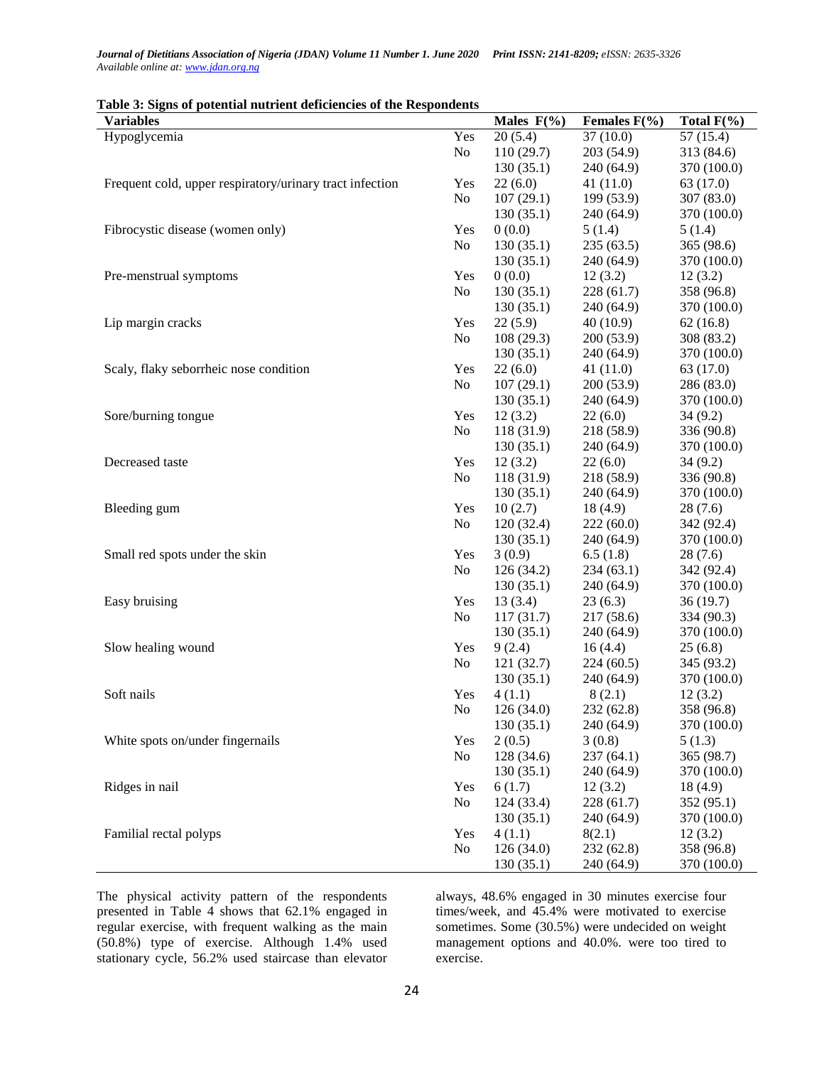**Table 3: Signs of potential nutrient deficiencies of the Respondents**

| Variables | | Males F(%) | Females F(%) | Total F(%) |
|---|---|---|---|---|
| Hypoglycemia | Yes | 20 (5.4) | 37 (10.0) | 57 (15.4) |
| | No | 110 (29.7) | 203 (54.9) | 313 (84.6) |
| | | 130 (35.1) | 240 (64.9) | 370 (100.0) |
| Frequent cold, upper respiratory/urinary tract infection | Yes | 22 (6.0) | 41 (11.0) | 63 (17.0) |
| | No | 107 (29.1) | 199 (53.9) | 307 (83.0) |
| | | 130 (35.1) | 240 (64.9) | 370 (100.0) |
| Fibrocystic disease (women only) | Yes | 0 (0.0) | 5 (1.4) | 5 (1.4) |
| | No | 130 (35.1) | 235 (63.5) | 365 (98.6) |
| | | 130 (35.1) | 240 (64.9) | 370 (100.0) |
| Pre-menstrual symptoms | Yes | 0 (0.0) | 12 (3.2) | 12 (3.2) |
| | No | 130 (35.1) | 228 (61.7) | 358 (96.8) |
| | | 130 (35.1) | 240 (64.9) | 370 (100.0) |
| Lip margin cracks | Yes | 22 (5.9) | 40 (10.9) | 62 (16.8) |
| | No | 108 (29.3) | 200 (53.9) | 308 (83.2) |
| | | 130 (35.1) | 240 (64.9) | 370 (100.0) |
| Scaly, flaky seborrheic nose condition | Yes | 22 (6.0) | 41 (11.0) | 63 (17.0) |
| | No | 107 (29.1) | 200 (53.9) | 286 (83.0) |
| | | 130 (35.1) | 240 (64.9) | 370 (100.0) |
| Sore/burning tongue | Yes | 12 (3.2) | 22 (6.0) | 34 (9.2) |
| | No | 118 (31.9) | 218 (58.9) | 336 (90.8) |
| | | 130 (35.1) | 240 (64.9) | 370 (100.0) |
| Decreased taste | Yes | 12 (3.2) | 22 (6.0) | 34 (9.2) |
| | No | 118 (31.9) | 218 (58.9) | 336 (90.8) |
| | | 130 (35.1) | 240 (64.9) | 370 (100.0) |
| Bleeding gum | Yes | 10 (2.7) | 18 (4.9) | 28 (7.6) |
| | No | 120 (32.4) | 222 (60.0) | 342 (92.4) |
| | | 130 (35.1) | 240 (64.9) | 370 (100.0) |
| Small red spots under the skin | Yes | 3 (0.9) | 6.5 (1.8) | 28 (7.6) |
| | No | 126 (34.2) | 234 (63.1) | 342 (92.4) |
| | | 130 (35.1) | 240 (64.9) | 370 (100.0) |
| Easy bruising | Yes | 13 (3.4) | 23 (6.3) | 36 (19.7) |
| | No | 117 (31.7) | 217 (58.6) | 334 (90.3) |
| | | 130 (35.1) | 240 (64.9) | 370 (100.0) |
| Slow healing wound | Yes | 9 (2.4) | 16 (4.4) | 25 (6.8) |
| | No | 121 (32.7) | 224 (60.5) | 345 (93.2) |
| | | 130 (35.1) | 240 (64.9) | 370 (100.0) |
| Soft nails | Yes | 4 (1.1) | 8 (2.1) | 12 (3.2) |
| | No | 126 (34.0) | 232 (62.8) | 358 (96.8) |
| | | 130 (35.1) | 240 (64.9) | 370 (100.0) |
| White spots on/under fingernails | Yes | 2 (0.5) | 3 (0.8) | 5 (1.3) |
| | No | 128 (34.6) | 237 (64.1) | 365 (98.7) |
| | | 130 (35.1) | 240 (64.9) | 370 (100.0) |
| Ridges in nail | Yes | 6 (1.7) | 12 (3.2) | 18 (4.9) |
| | No | 124 (33.4) | 228 (61.7) | 352 (95.1) |
| | | 130 (35.1) | 240 (64.9) | 370 (100.0) |
| Familial rectal polyps | Yes | 4 (1.1) | 8(2.1) | 12 (3.2) |
| | No | 126 (34.0) | 232 (62.8) | 358 (96.8) |
| | | 130 (35.1) | 240 (64.9) | 370 (100.0) |

The physical activity pattern of the respondents presented in Table 4 shows that 62.1% engaged in regular exercise, with frequent walking as the main (50.8%) type of exercise. Although 1.4% used stationary cycle, 56.2% used staircase than elevator always, 48.6% engaged in 30 minutes exercise four times/week, and 45.4% were motivated to exercise sometimes. Some (30.5%) were undecided on weight management options and 40.0%. were too tired to exercise.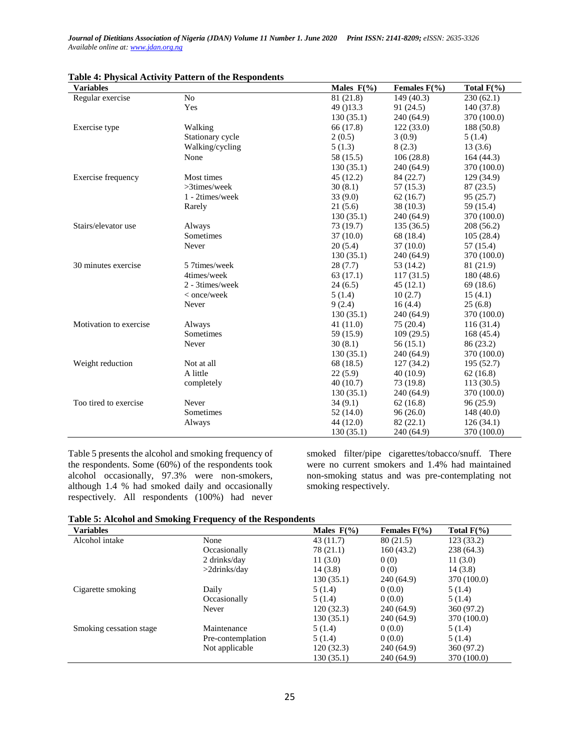**Table 4: Physical Activity Pattern of the Respondents**

| Variables | | Males F(%) | Females F(%) | Total F(%) |
|---|---|---|---|---|
| Regular exercise | No | 81 (21.8) | 149 (40.3) | 230 (62.1) |
| | Yes | 49 ()13.3 | 91 (24.5) | 140 (37.8) |
| | | 130 (35.1) | 240 (64.9) | 370 (100.0) |
| Exercise type | Walking | 66 (17.8) | 122 (33.0) | 188 (50.8) |
| | Stationary cycle | 2 (0.5) | 3 (0.9) | 5 (1.4) |
| | Walking/cycling | 5 (1.3) | 8 (2.3) | 13 (3.6) |
| | None | 58 (15.5) | 106 (28.8) | 164 (44.3) |
| | | 130 (35.1) | 240 (64.9) | 370 (100.0) |
| Exercise frequency | Most times | 45 (12.2) | 84 (22.7) | 129 (34.9) |
| | >3times/week | 30 (8.1) | 57 (15.3) | 87 (23.5) |
| | 1 - 2times/week | 33 (9.0) | 62 (16.7) | 95 (25.7) |
| | Rarely | 21 (5.6) | 38 (10.3) | 59 (15.4) |
| | | 130 (35.1) | 240 (64.9) | 370 (100.0) |
| Stairs/elevator use | Always | 73 (19.7) | 135 (36.5) | 208 (56.2) |
| | Sometimes | 37 (10.0) | 68 (18.4) | 105 (28.4) |
| | Never | 20 (5.4) | 37 (10.0) | 57 (15.4) |
| | | 130 (35.1) | 240 (64.9) | 370 (100.0) |
| 30 minutes exercise | 5 7times/week | 28 (7.7) | 53 (14.2) | 81 (21.9) |
| | 4times/week | 63 (17.1) | 117 (31.5) | 180 (48.6) |
| | 2 - 3times/week | 24 (6.5) | 45 (12.1) | 69 (18.6) |
| | < once/week | 5 (1.4) | 10 (2.7) | 15 (4.1) |
| | Never | 9 (2.4) | 16 (4.4) | 25 (6.8) |
| | | 130 (35.1) | 240 (64.9) | 370 (100.0) |
| Motivation to exercise | Always | 41 (11.0) | 75 (20.4) | 116 (31.4) |
| | Sometimes | 59 (15.9) | 109 (29.5) | 168 (45.4) |
| | Never | 30 (8.1) | 56 (15.1) | 86 (23.2) |
| | | 130 (35.1) | 240 (64.9) | 370 (100.0) |
| Weight reduction | Not at all | 68 (18.5) | 127 (34.2) | 195 (52.7) |
| | A little | 22 (5.9) | 40 (10.9) | 62 (16.8) |
| | completely | 40 (10.7) | 73 (19.8) | 113 (30.5) |
| | | 130 (35.1) | 240 (64.9) | 370 (100.0) |
| Too tired to exercise | Never | 34 (9.1) | 62 (16.8) | 96 (25.9) |
| | Sometimes | 52 (14.0) | 96 (26.0) | 148 (40.0) |
| | Always | 44 (12.0) | 82 (22.1) | 126 (34.1) |
| | | 130 (35.1) | 240 (64.9) | 370 (100.0) |

Table 5 presents the alcohol and smoking frequency of the respondents. Some (60%) of the respondents took alcohol occasionally, 97.3% were non-smokers, although 1.4 % had smoked daily and occasionally respectively. All respondents (100%) had never smoked filter/pipe cigarettes/tobacco/snuff. There were no current smokers and 1.4% had maintained non-smoking status and was pre-contemplating not smoking respectively.

**Table 5: Alcohol and Smoking Frequency of the Respondents**

| Variables | | Males F(%) | Females F(%) | Total F(%) |
|---|---|---|---|---|
| Alcohol intake | None | 43 (11.7) | 80 (21.5) | 123 (33.2) |
| | Occasionally | 78 (21.1) | 160 (43.2) | 238 (64.3) |
| | 2 drinks/day | 11 (3.0) | 0 (0) | 11 (3.0) |
| | >2drinks/day | 14 (3.8) | 0 (0) | 14 (3.8) |
| | | 130 (35.1) | 240 (64.9) | 370 (100.0) |
| Cigarette smoking | Daily | 5 (1.4) | 0 (0.0) | 5 (1.4) |
| | Occasionally | 5 (1.4) | 0 (0.0) | 5 (1.4) |
| | Never | 120 (32.3) | 240 (64.9) | 360 (97.2) |
| | | 130 (35.1) | 240 (64.9) | 370 (100.0) |
| Smoking cessation stage | Maintenance | 5 (1.4) | 0 (0.0) | 5 (1.4) |
| | Pre-contemplation | 5 (1.4) | 0 (0.0) | 5 (1.4) |
| | Not applicable | 120 (32.3) | 240 (64.9) | 360 (97.2) |
| | | 130 (35.1) | 240 (64.9) | 370 (100.0) |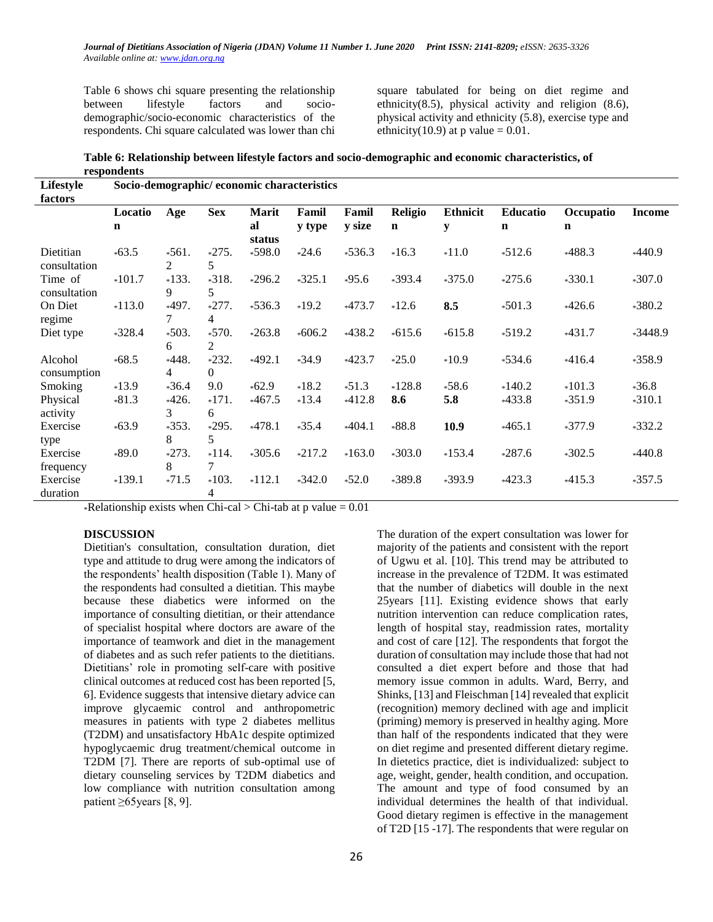Table 6 shows chi square presenting the relationship between lifestyle factors and socio-demographic/socio-economic characteristics of the respondents. Chi square calculated was lower than chi square tabulated for being on diet regime and ethnicity(8.5), physical activity and religion (8.6), physical activity and ethnicity (5.8), exercise type and ethnicity(10.9) at p value = 0.01.

**Table 6: Relationship between lifestyle factors and socio-demographic and economic characteristics, of respondents**

| Lifestyle factors | Socio-demographic/ economic characteristics | | | | | | | | | | |
|---|---|---|---|---|---|---|---|---|---|---|---|
| | **Location** | **Age** | **Sex** | **Marital status** | **Family type** | **Family size** | **Religion** | **Ethnicity** | **Education** | **Occupation** | **Income** |
| Dietitian consultation | *63.5 | *561.2 | *275.5 | *598.0 | *24.6 | *536.3 | *16.3 | *11.0 | *512.6 | *488.3 | *440.9 |
| Time of consultation | *101.7 | *133.9 | *318.5 | *296.2 | *325.1 | *95.6 | *393.4 | *375.0 | *275.6 | *330.1 | *307.0 |
| On Diet regime | *113.0 | *497.7 | *277.4 | *536.3 | *19.2 | *473.7 | *12.6 | **8.5** | *501.3 | *426.6 | *380.2 |
| Diet type | *328.4 | *503.6 | *570.2 | *263.8 | *606.2 | *438.2 | *615.6 | *615.8 | *519.2 | *431.7 | *3448.9 |
| Alcohol consumption | *68.5 | *448.4 | *232.0 | *492.1 | *34.9 | *423.7 | *25.0 | *10.9 | *534.6 | *416.4 | *358.9 |
| Smoking | *13.9 | *36.4 | 9.0 | *62.9 | *18.2 | *51.3 | *128.8 | *58.6 | *140.2 | *101.3 | *36.8 |
| Physical activity | *81.3 | *426.3 | *171.6 | *467.5 | *13.4 | *412.8 | **8.6** | **5.8** | *433.8 | *351.9 | *310.1 |
| Exercise type | *63.9 | *353.8 | *295.5 | *478.1 | *35.4 | *404.1 | *88.8 | **10.9** | *465.1 | *377.9 | *332.2 |
| Exercise frequency | *89.0 | *273.8 | *114.7 | *305.6 | *217.2 | *163.0 | *303.0 | *153.4 | *287.6 | *302.5 | *440.8 |
| Exercise duration | *139.1 | *71.5 | *103.4 | *112.1 | *342.0 | *52.0 | *389.8 | *393.9 | *423.3 | *415.3 | *357.5 |

*Relationship exists when Chi-cal > Chi-tab at p value = 0.01

## DISCUSSION

Dietitian's consultation, consultation duration, diet type and attitude to drug were among the indicators of the respondents' health disposition (Table 1). Many of the respondents had consulted a dietitian. This maybe because these diabetics were informed on the importance of consulting dietitian, or their attendance of specialist hospital where doctors are aware of the importance of teamwork and diet in the management of diabetes and as such refer patients to the dietitians. Dietitians' role in promoting self-care with positive clinical outcomes at reduced cost has been reported [5, 6]. Evidence suggests that intensive dietary advice can improve glycaemic control and anthropometric measures in patients with type 2 diabetes mellitus (T2DM) and unsatisfactory HbA1c despite optimized hypoglycaemic drug treatment/chemical outcome in T2DM [7]. There are reports of sub-optimal use of dietary counseling services by T2DM diabetics and low compliance with nutrition consultation among patient ≥65years [8, 9].

The duration of the expert consultation was lower for majority of the patients and consistent with the report of Ugwu et al. [10]. This trend may be attributed to increase in the prevalence of T2DM. It was estimated that the number of diabetics will double in the next 25years [11]. Existing evidence shows that early nutrition intervention can reduce complication rates, length of hospital stay, readmission rates, mortality and cost of care [12]. The respondents that forgot the duration of consultation may include those that had not consulted a diet expert before and those that had memory issue common in adults. Ward, Berry, and Shinks, [13] and Fleischman [14] revealed that explicit (recognition) memory declined with age and implicit (priming) memory is preserved in healthy aging. More than half of the respondents indicated that they were on diet regime and presented different dietary regime. In dietetics practice, diet is individualized: subject to age, weight, gender, health condition, and occupation. The amount and type of food consumed by an individual determines the health of that individual. Good dietary regimen is effective in the management of T2D [15 -17]. The respondents that were regular on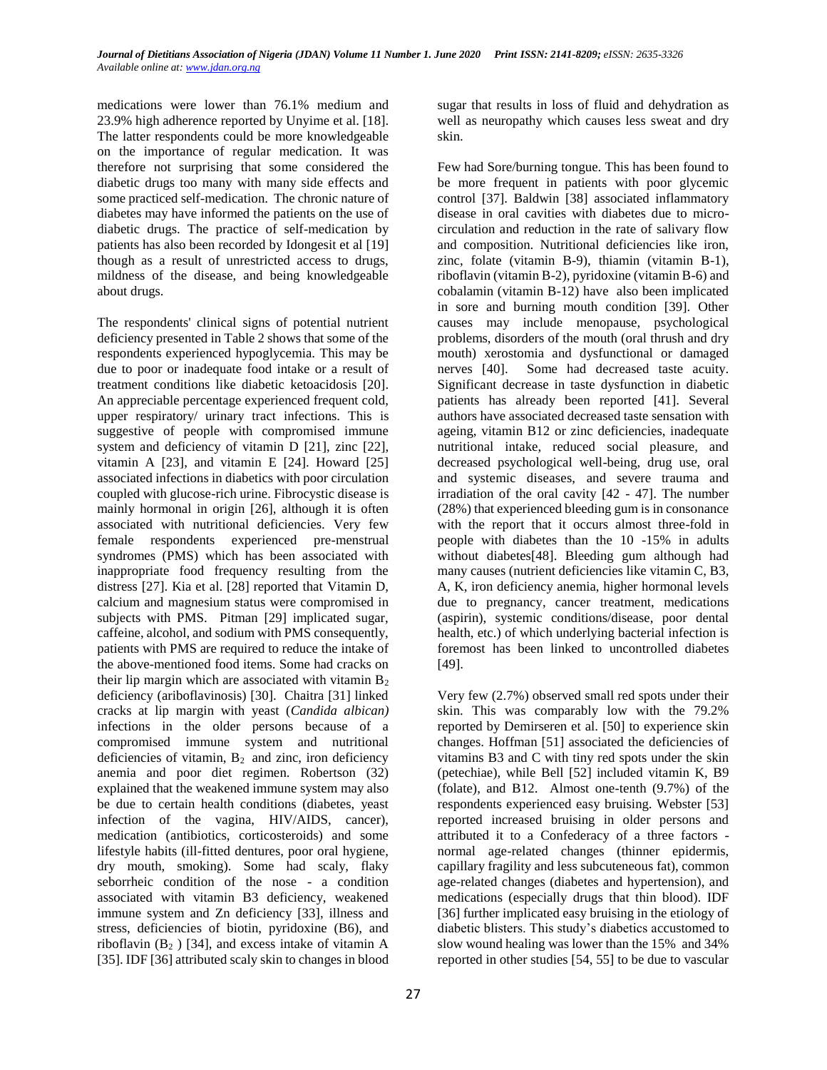medications were lower than 76.1% medium and 23.9% high adherence reported by Unyime et al. [18]. The latter respondents could be more knowledgeable on the importance of regular medication. It was therefore not surprising that some considered the diabetic drugs too many with many side effects and some practiced self-medication. The chronic nature of diabetes may have informed the patients on the use of diabetic drugs. The practice of self-medication by patients has also been recorded by Idongesit et al [19] though as a result of unrestricted access to drugs, mildness of the disease, and being knowledgeable about drugs.

The respondents' clinical signs of potential nutrient deficiency presented in Table 2 shows that some of the respondents experienced hypoglycemia. This may be due to poor or inadequate food intake or a result of treatment conditions like diabetic ketoacidosis [20]. An appreciable percentage experienced frequent cold, upper respiratory/ urinary tract infections. This is suggestive of people with compromised immune system and deficiency of vitamin D [21], zinc [22], vitamin A [23], and vitamin E [24]. Howard [25] associated infections in diabetics with poor circulation coupled with glucose-rich urine. Fibrocystic disease is mainly hormonal in origin [26], although it is often associated with nutritional deficiencies. Very few female respondents experienced pre-menstrual syndromes (PMS) which has been associated with inappropriate food frequency resulting from the distress [27]. Kia et al. [28] reported that Vitamin D, calcium and magnesium status were compromised in subjects with PMS. Pitman [29] implicated sugar, caffeine, alcohol, and sodium with PMS consequently, patients with PMS are required to reduce the intake of the above-mentioned food items. Some had cracks on their lip margin which are associated with vitamin $B_2$ deficiency (ariboflavinosis) [30]. Chaitra [31] linked cracks at lip margin with yeast (*Candida albican)* infections in the older persons because of a compromised immune system and nutritional deficiencies of vitamin, $B_2$ and zinc, iron deficiency anemia and poor diet regimen. Robertson (32) explained that the weakened immune system may also be due to certain health conditions (diabetes, yeast infection of the vagina, HIV/AIDS, cancer), medication (antibiotics, corticosteroids) and some lifestyle habits (ill-fitted dentures, poor oral hygiene, dry mouth, smoking). Some had scaly, flaky seborrheic condition of the nose - a condition associated with vitamin B3 deficiency, weakened immune system and Zn deficiency [33], illness and stress, deficiencies of biotin, pyridoxine (B6), and riboflavin ($B_2$ ) [34], and excess intake of vitamin A [35]. IDF [36] attributed scaly skin to changes in blood sugar that results in loss of fluid and dehydration as well as neuropathy which causes less sweat and dry skin.

Few had Sore/burning tongue. This has been found to be more frequent in patients with poor glycemic control [37]. Baldwin [38] associated inflammatory disease in oral cavities with diabetes due to micro-circulation and reduction in the rate of salivary flow and composition. Nutritional deficiencies like iron, zinc, folate (vitamin B-9), thiamin (vitamin B-1), riboflavin (vitamin B-2), pyridoxine (vitamin B-6) and cobalamin (vitamin B-12) have also been implicated in sore and burning mouth condition [39]. Other causes may include menopause, psychological problems, disorders of the mouth (oral thrush and dry mouth) xerostomia and dysfunctional or damaged nerves [40]. Some had decreased taste acuity. Significant decrease in taste dysfunction in diabetic patients has already been reported [41]. Several authors have associated decreased taste sensation with ageing, vitamin B12 or zinc deficiencies, inadequate nutritional intake, reduced social pleasure, and decreased psychological well-being, drug use, oral and systemic diseases, and severe trauma and irradiation of the oral cavity [42 - 47]. The number (28%) that experienced bleeding gum is in consonance with the report that it occurs almost three-fold in people with diabetes than the 10 -15% in adults without diabetes[48]. Bleeding gum although had many causes (nutrient deficiencies like vitamin C, B3, A, K, iron deficiency anemia, higher hormonal levels due to pregnancy, cancer treatment, medications (aspirin), systemic conditions/disease, poor dental health, etc.) of which underlying bacterial infection is foremost has been linked to uncontrolled diabetes [49].

Very few (2.7%) observed small red spots under their skin. This was comparably low with the 79.2% reported by Demirseren et al. [50] to experience skin changes. Hoffman [51] associated the deficiencies of vitamins B3 and C with tiny red spots under the skin (petechiae), while Bell [52] included vitamin K, B9 (folate), and B12. Almost one-tenth (9.7%) of the respondents experienced easy bruising. Webster [53] reported increased bruising in older persons and attributed it to a Confederacy of a three factors - normal age-related changes (thinner epidermis, capillary fragility and less subcuteneous fat), common age-related changes (diabetes and hypertension), and medications (especially drugs that thin blood). IDF [36] further implicated easy bruising in the etiology of diabetic blisters. This study's diabetics accustomed to slow wound healing was lower than the 15% and 34% reported in other studies [54, 55] to be due to vascular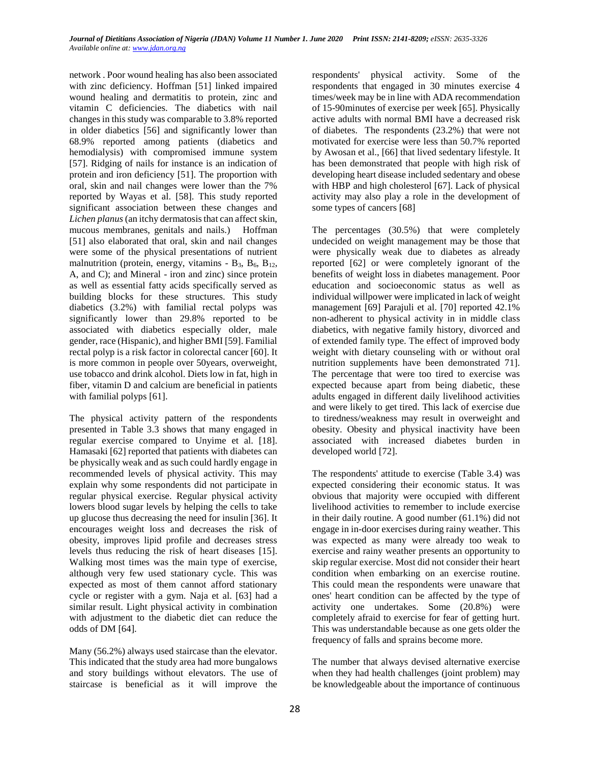network . Poor wound healing has also been associated with zinc deficiency. Hoffman [51] linked impaired wound healing and dermatitis to protein, zinc and vitamin C deficiencies. The diabetics with nail changes in this study was comparable to 3.8% reported in older diabetics [56] and significantly lower than 68.9% reported among patients (diabetics and hemodialysis) with compromised immune system [57]. Ridging of nails for instance is an indication of protein and iron deficiency [51]. The proportion with oral, skin and nail changes were lower than the 7% reported by Wayas et al. [58]. This study reported significant association between these changes and *Lichen planus* (an itchy dermatosis that can affect skin, mucous membranes, genitals and nails.) Hoffman [51] also elaborated that oral, skin and nail changes were some of the physical presentations of nutrient malnutrition (protein, energy, vitamins - $B_3$, $B_6$, $B_{12}$, A, and C); and Mineral - iron and zinc) since protein as well as essential fatty acids specifically served as building blocks for these structures. This study diabetics (3.2%) with familial rectal polyps was significantly lower than 29.8% reported to be associated with diabetics especially older, male gender, race (Hispanic), and higher BMI [59]. Familial rectal polyp is a risk factor in colorectal cancer [60]. It is more common in people over 50years, overweight, use tobacco and drink alcohol. Diets low in fat, high in fiber, vitamin D and calcium are beneficial in patients with familial polyps [61].

The physical activity pattern of the respondents presented in Table 3.3 shows that many engaged in regular exercise compared to Unyime et al. [18]. Hamasaki [62] reported that patients with diabetes can be physically weak and as such could hardly engage in recommended levels of physical activity. This may explain why some respondents did not participate in regular physical exercise. Regular physical activity lowers blood sugar levels by helping the cells to take up glucose thus decreasing the need for insulin [36]. It encourages weight loss and decreases the risk of obesity, improves lipid profile and decreases stress levels thus reducing the risk of heart diseases [15]. Walking most times was the main type of exercise, although very few used stationary cycle. This was expected as most of them cannot afford stationary cycle or register with a gym. Naja et al. [63] had a similar result. Light physical activity in combination with adjustment to the diabetic diet can reduce the odds of DM [64].

Many (56.2%) always used staircase than the elevator. This indicated that the study area had more bungalows and story buildings without elevators. The use of staircase is beneficial as it will improve the respondents' physical activity. Some of the respondents that engaged in 30 minutes exercise 4 times/week may be in line with ADA recommendation of 15-90minutes of exercise per week [65]. Physically active adults with normal BMI have a decreased risk of diabetes. The respondents (23.2%) that were not motivated for exercise were less than 50.7% reported by Awosan et al., [66] that lived sedentary lifestyle. It has been demonstrated that people with high risk of developing heart disease included sedentary and obese with HBP and high cholesterol [67]. Lack of physical activity may also play a role in the development of some types of cancers [68]

The percentages (30.5%) that were completely undecided on weight management may be those that were physically weak due to diabetes as already reported [62] or were completely ignorant of the benefits of weight loss in diabetes management. Poor education and socioeconomic status as well as individual willpower were implicated in lack of weight management [69] Parajuli et al. [70] reported 42.1% non-adherent to physical activity in in middle class diabetics, with negative family history, divorced and of extended family type. The effect of improved body weight with dietary counseling with or without oral nutrition supplements have been demonstrated 71]. The percentage that were too tired to exercise was expected because apart from being diabetic, these adults engaged in different daily livelihood activities and were likely to get tired. This lack of exercise due to tiredness/weakness may result in overweight and obesity. Obesity and physical inactivity have been associated with increased diabetes burden in developed world [72].

The respondents' attitude to exercise (Table 3.4) was expected considering their economic status. It was obvious that majority were occupied with different livelihood activities to remember to include exercise in their daily routine. A good number (61.1%) did not engage in in-door exercises during rainy weather. This was expected as many were already too weak to exercise and rainy weather presents an opportunity to skip regular exercise. Most did not consider their heart condition when embarking on an exercise routine. This could mean the respondents were unaware that ones' heart condition can be affected by the type of activity one undertakes. Some (20.8%) were completely afraid to exercise for fear of getting hurt. This was understandable because as one gets older the frequency of falls and sprains become more.

The number that always devised alternative exercise when they had health challenges (joint problem) may be knowledgeable about the importance of continuous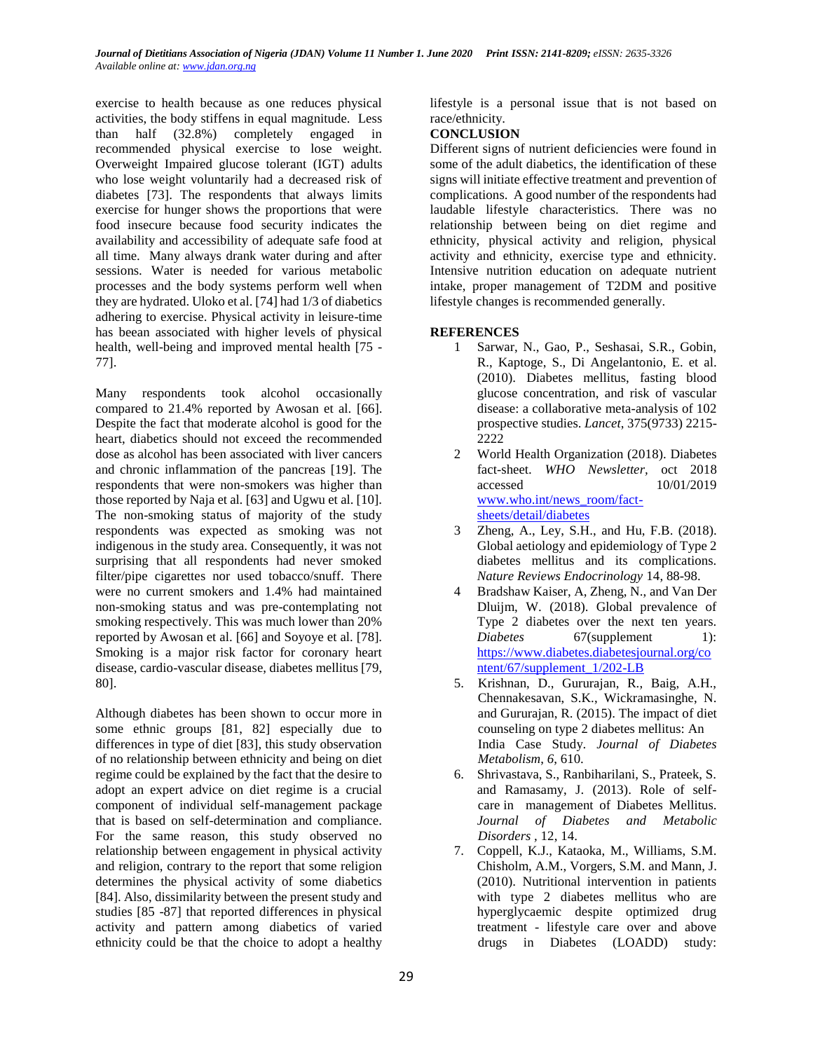exercise to health because as one reduces physical activities, the body stiffens in equal magnitude. Less than half (32.8%) completely engaged in recommended physical exercise to lose weight. Overweight Impaired glucose tolerant (IGT) adults who lose weight voluntarily had a decreased risk of diabetes [73]. The respondents that always limits exercise for hunger shows the proportions that were food insecure because food security indicates the availability and accessibility of adequate safe food at all time. Many always drank water during and after sessions. Water is needed for various metabolic processes and the body systems perform well when they are hydrated. Uloko et al. [74] had 1/3 of diabetics adhering to exercise. Physical activity in leisure-time has beean associated with higher levels of physical health, well-being and improved mental health [75 - 77].

Many respondents took alcohol occasionally compared to 21.4% reported by Awosan et al. [66]. Despite the fact that moderate alcohol is good for the heart, diabetics should not exceed the recommended dose as alcohol has been associated with liver cancers and chronic inflammation of the pancreas [19]. The respondents that were non-smokers was higher than those reported by Naja et al. [63] and Ugwu et al. [10]. The non-smoking status of majority of the study respondents was expected as smoking was not indigenous in the study area. Consequently, it was not surprising that all respondents had never smoked filter/pipe cigarettes nor used tobacco/snuff. There were no current smokers and 1.4% had maintained non-smoking status and was pre-contemplating not smoking respectively. This was much lower than 20% reported by Awosan et al. [66] and Soyoye et al. [78]. Smoking is a major risk factor for coronary heart disease, cardio-vascular disease, diabetes mellitus [79, 80].

Although diabetes has been shown to occur more in some ethnic groups [81, 82] especially due to differences in type of diet [83], this study observation of no relationship between ethnicity and being on diet regime could be explained by the fact that the desire to adopt an expert advice on diet regime is a crucial component of individual self-management package that is based on self-determination and compliance. For the same reason, this study observed no relationship between engagement in physical activity and religion, contrary to the report that some religion determines the physical activity of some diabetics [84]. Also, dissimilarity between the present study and studies [85 -87] that reported differences in physical activity and pattern among diabetics of varied ethnicity could be that the choice to adopt a healthy lifestyle is a personal issue that is not based on race/ethnicity.

## CONCLUSION

Different signs of nutrient deficiencies were found in some of the adult diabetics, the identification of these signs will initiate effective treatment and prevention of complications. A good number of the respondents had laudable lifestyle characteristics. There was no relationship between being on diet regime and ethnicity, physical activity and religion, physical activity and ethnicity, exercise type and ethnicity. Intensive nutrition education on adequate nutrient intake, proper management of T2DM and positive lifestyle changes is recommended generally.

## REFERENCES

1 Sarwar, N., Gao, P., Seshasai, S.R., Gobin, R., Kaptoge, S., Di Angelantonio, E. et al. (2010). Diabetes mellitus, fasting blood glucose concentration, and risk of vascular disease: a collaborative meta-analysis of 102 prospective studies. *Lancet*, 375(9733) 2215-2222

2 World Health Organization (2018). Diabetes fact-sheet. *WHO Newsletter,* oct 2018 accessed 10/01/2019 www.who.int/news_room/fact-sheets/detail/diabetes

3 Zheng, A., Ley, S.H., and Hu, F.B. (2018). Global aetiology and epidemiology of Type 2 diabetes mellitus and its complications. *Nature Reviews Endocrinology* 14, 88-98.

4 Bradshaw Kaiser, A, Zheng, N., and Van Der Dluijm, W. (2018). Global prevalence of Type 2 diabetes over the next ten years. *Diabetes* 67(supplement 1): https://www.diabetes.diabetesjournal.org/content/67/supplement_1/202-LB

5. Krishnan, D., Gururajan, R., Baig, A.H., Chennakesavan, S.K., Wickramasinghe, N. and Gururajan, R. (2015). The impact of diet counseling on type 2 diabetes mellitus: An India Case Study. *Journal of Diabetes Metabolism*, *6*, 610.

6. Shrivastava, S., Ranbiharilani, S., Prateek, S. and Ramasamy, J. (2013). Role of self-care in management of Diabetes Mellitus. *Journal of Diabetes and Metabolic Disorders ,* 12, 14.

7. Coppell, K.J., Kataoka, M., Williams, S.M. Chisholm, A.M., Vorgers, S.M. and Mann, J. (2010). Nutritional intervention in patients with type 2 diabetes mellitus who are hyperglycaemic despite optimized drug treatment - lifestyle care over and above drugs in Diabetes (LOADD) study: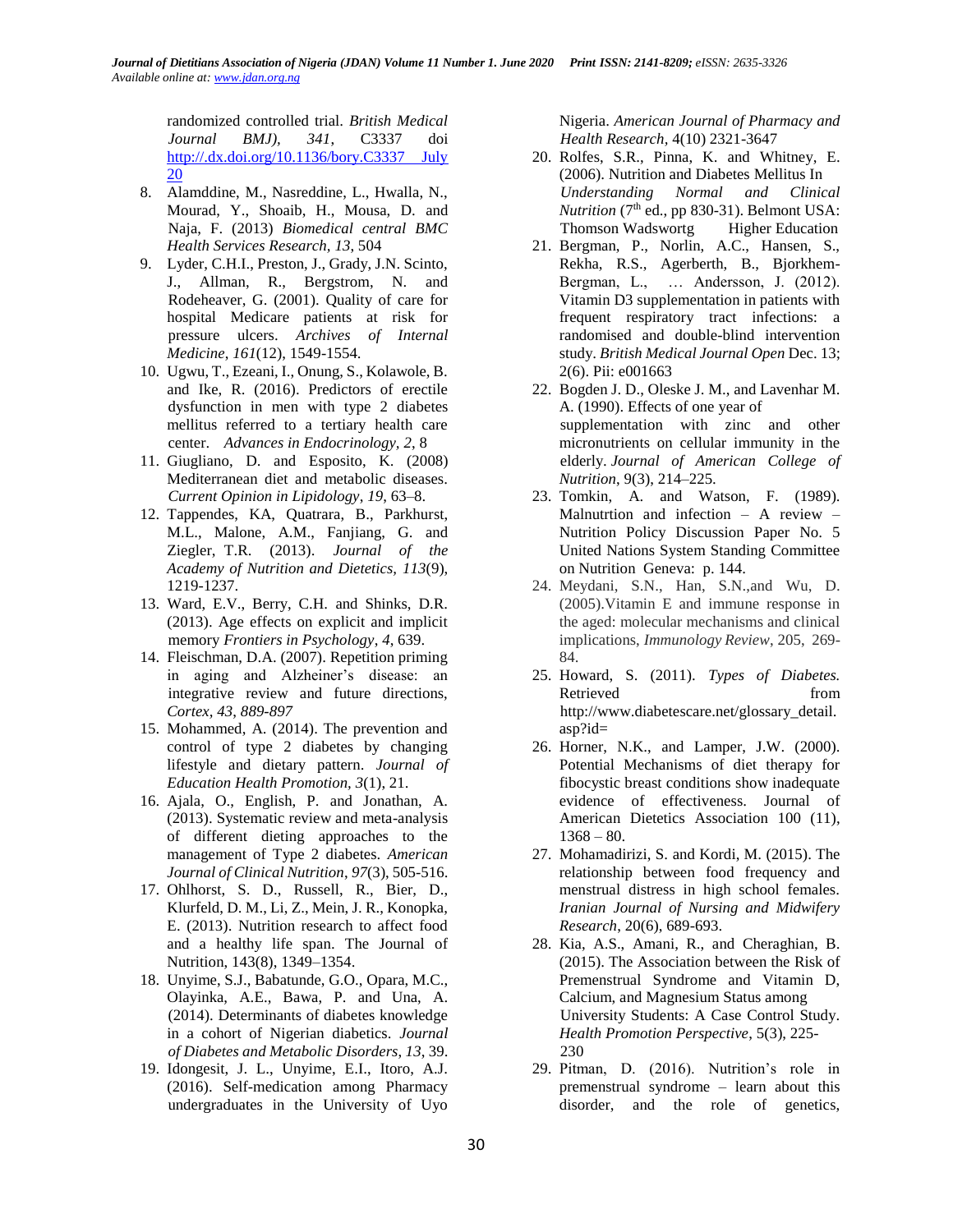randomized controlled trial. *British Medical Journal BMJ), 341*, C3337 doi http://.dx.doi.org/10.1136/bory.C3337 July 20

8. Alamddine, M., Nasreddine, L., Hwalla, N., Mourad, Y., Shoaib, H., Mousa, D. and Naja, F. (2013) *Biomedical central BMC Health Services Research, 13*, 504
9. Lyder, C.H.I., Preston, J., Grady, J.N. Scinto, J., Allman, R., Bergstrom, N. and Rodeheaver, G. (2001). Quality of care for hospital Medicare patients at risk for pressure ulcers. *Archives of Internal Medicine, 161*(12), 1549-1554.
10. Ugwu, T., Ezeani, I., Onung, S., Kolawole, B. and Ike, R. (2016). Predictors of erectile dysfunction in men with type 2 diabetes mellitus referred to a tertiary health care center. *Advances in Endocrinology, 2*, 8
11. Giugliano, D. and Esposito, K. (2008) Mediterranean diet and metabolic diseases. *Current Opinion in Lipidology*, *19*, 63–8.
12. Tappendes, KA, Quatrara, B., Parkhurst, M.L., Malone, A.M., Fanjiang, G. and Ziegler, T.R. (2013). *Journal of the Academy of Nutrition and Dietetics, 113*(9), 1219-1237.
13. Ward, E.V., Berry, C.H. and Shinks, D.R. (2013). Age effects on explicit and implicit memory *Frontiers in Psychology*, *4*, 639.
14. Fleischman, D.A. (2007). Repetition priming in aging and Alzheiner's disease: an integrative review and future directions, *Cortex, 43, 889-897*
15. Mohammed, A. (2014). The prevention and control of type 2 diabetes by changing lifestyle and dietary pattern. *Journal of Education Health Promotion, 3*(1), 21.
16. Ajala, O., English, P. and Jonathan, A. (2013). Systematic review and meta-analysis of different dieting approaches to the management of Type 2 diabetes. *American Journal of Clinical Nutrition*, *97*(3), 505-516.
17. Ohlhorst, S. D., Russell, R., Bier, D., Klurfeld, D. M., Li, Z., Mein, J. R., Konopka, E. (2013). Nutrition research to affect food and a healthy life span. The Journal of Nutrition, 143(8), 1349–1354.
18. Unyime, S.J., Babatunde, G.O., Opara, M.C., Olayinka, A.E., Bawa, P. and Una, A. (2014). Determinants of diabetes knowledge in a cohort of Nigerian diabetics. *Journal of Diabetes and Metabolic Disorders, 13*, 39.
19. Idongesit, J. L., Unyime, E.I., Itoro, A.J. (2016). Self-medication among Pharmacy undergraduates in the University of Uyo Nigeria. *American Journal of Pharmacy and Health Research*, 4(10) 2321-3647
20. Rolfes, S.R., Pinna, K. and Whitney, E. (2006). Nutrition and Diabetes Mellitus In *Understanding Normal and Clinical Nutrition* (7th ed., pp 830-31). Belmont USA: Thomson Wadswortg Higher Education
21. Bergman, P., Norlin, A.C., Hansen, S., Rekha, R.S., Agerberth, B., Bjorkhem-Bergman, L., … Andersson, J. (2012). Vitamin D3 supplementation in patients with frequent respiratory tract infections: a randomised and double-blind intervention study. *British Medical Journal Open* Dec. 13; 2(6). Pii: e001663
22. Bogden J. D., Oleske J. M., and Lavenhar M. A. (1990). Effects of one year of supplementation with zinc and other micronutrients on cellular immunity in the elderly. *Journal of American College of Nutrition*, 9(3), 214–225.
23. Tomkin, A. and Watson, F. (1989). Malnutrtion and infection – A review – Nutrition Policy Discussion Paper No. 5 United Nations System Standing Committee on Nutrition Geneva: p. 144.
24. Meydani, S.N., Han, S.N.,and Wu, D. (2005).Vitamin E and immune response in the aged: molecular mechanisms and clinical implications, *Immunology Review*, 205, 269-84.
25. Howard, S. (2011). *Types of Diabetes.* Retrieved from http://www.diabetescare.net/glossary_detail.asp?id=
26. Horner, N.K., and Lamper, J.W. (2000). Potential Mechanisms of diet therapy for fibocystic breast conditions show inadequate evidence of effectiveness. Journal of American Dietetics Association 100 (11), 1368 – 80.
27. Mohamadirizi, S. and Kordi, M. (2015). The relationship between food frequency and menstrual distress in high school females. *Iranian Journal of Nursing and Midwifery Research*, 20(6), 689-693.
28. Kia, A.S., Amani, R., and Cheraghian, B. (2015). The Association between the Risk of Premenstrual Syndrome and Vitamin D, Calcium, and Magnesium Status among University Students: A Case Control Study. *Health Promotion Perspective*, 5(3), 225-230
29. Pitman, D. (2016). Nutrition's role in premenstrual syndrome – learn about this disorder, and the role of genetics,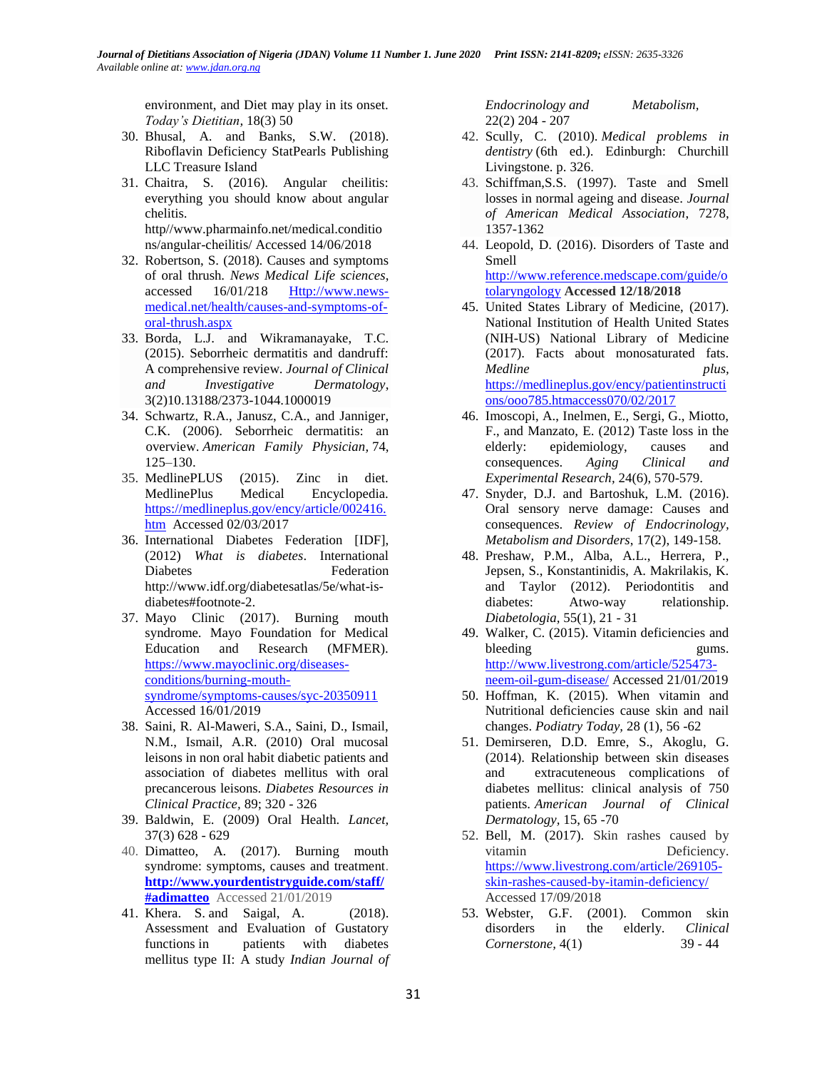environment, and Diet may play in its onset. *Today's Dietitian*, 18(3) 50

30. Bhusal, A. and Banks, S.W. (2018). Riboflavin Deficiency StatPearls Publishing LLC Treasure Island
31. Chaitra, S. (2016). Angular cheilitis: everything you should know about angular chelitis. http//www.pharmainfo.net/medical.conditions/angular-cheilitis/ Accessed 14/06/2018
32. Robertson, S. (2018). Causes and symptoms of oral thrush. *News Medical Life sciences*, accessed 16/01/218 Http://www.news-medical.net/health/causes-and-symptoms-of-oral-thrush.aspx
33. Borda, L.J. and Wikramanayake, T.C. (2015). Seborrheic dermatitis and dandruff: A comprehensive review. *Journal of Clinical and Investigative Dermatology*, 3(2)10.13188/2373-1044.1000019
34. Schwartz, R.A., Janusz, C.A., and Janniger, C.K. (2006). Seborrheic dermatitis: an overview. *American Family Physician,* 74, 125–130.
35. MedlinePLUS (2015). Zinc in diet. MedlinePlus Medical Encyclopedia. https://medlineplus.gov/ency/article/002416.htm Accessed 02/03/2017
36. International Diabetes Federation [IDF], (2012) *What is diabetes*. International Diabetes Federation http://www.idf.org/diabetesatlas/5e/what-is-diabetes#footnote-2.
37. Mayo Clinic (2017). Burning mouth syndrome. Mayo Foundation for Medical Education and Research (MFMER). https://www.mayoclinic.org/diseases-conditions/burning-mouth-syndrome/symptoms-causes/syc-20350911 Accessed 16/01/2019
38. Saini, R. Al-Maweri, S.A., Saini, D., Ismail, N.M., Ismail, A.R. (2010) Oral mucosal leisons in non oral habit diabetic patients and association of diabetes mellitus with oral precancerous leisons. *Diabetes Resources in Clinical Practice,* 89; 320 - 326
39. Baldwin, E. (2009) Oral Health. *Lancet,* 37(3) 628 - 629
40. Dimatteo, A. (2017). Burning mouth syndrome: symptoms, causes and treatment. **http://www.yourdentistryguide.com/staff/#adimatteo** Accessed 21/01/2019
41. Khera. S. and Saigal, A. (2018). Assessment and Evaluation of Gustatory functions in patients with diabetes mellitus type II: A study *Indian Journal of Endocrinology and Metabolism,* 22(2) 204 - 207
42. Scully, C. (2010). *Medical problems in dentistry* (6th ed.). Edinburgh: Churchill Livingstone. p. 326.
43. Schiffman,S.S. (1997). Taste and Smell losses in normal ageing and disease. *Journal of American Medical Association*, 7278, 1357-1362
44. Leopold, D. (2016). Disorders of Taste and Smell http://www.reference.medscape.com/guide/otolaryngology **Accessed 12/18/2018**
45. United States Library of Medicine, (2017). National Institution of Health United States (NIH-US) National Library of Medicine (2017). Facts about monosaturated fats. *Medline plus,* https://medlineplus.gov/ency/patientinstructions/ooo785.htmaccess070/02/2017
46. Imoscopi, A., Inelmen, E., Sergi, G., Miotto, F., and Manzato, E. (2012) Taste loss in the elderly: epidemiology, causes and consequences. *Aging Clinical and Experimental Research,* 24(6), 570-579.
47. Snyder, D.J. and Bartoshuk, L.M. (2016). Oral sensory nerve damage: Causes and consequences. *Review of Endocrinology, Metabolism and Disorders*, 17(2), 149-158.
48. Preshaw, P.M., Alba, A.L., Herrera, P., Jepsen, S., Konstantinidis, A. Makrilakis, K. and Taylor (2012). Periodontitis and diabetes: Atwo-way relationship. *Diabetologia*, 55(1), 21 - 31
49. Walker, C. (2015). Vitamin deficiencies and bleeding gums. http://www.livestrong.com/article/525473-neem-oil-gum-disease/ Accessed 21/01/2019
50. Hoffman, K. (2015). When vitamin and Nutritional deficiencies cause skin and nail changes. *Podiatry Today,* 28 (1), 56 -62
51. Demirseren, D.D. Emre, S., Akoglu, G. (2014). Relationship between skin diseases and extracuteneous complications of diabetes mellitus: clinical analysis of 750 patients. *American Journal of Clinical Dermatology*, 15, 65 -70
52. Bell, M. (2017). Skin rashes caused by vitamin Deficiency. https://www.livestrong.com/article/269105-skin-rashes-caused-by-itamin-deficiency/ Accessed 17/09/2018
53. Webster, G.F. (2001). Common skin disorders in the elderly. *Clinical Cornerstone,* 4(1) 39 - 44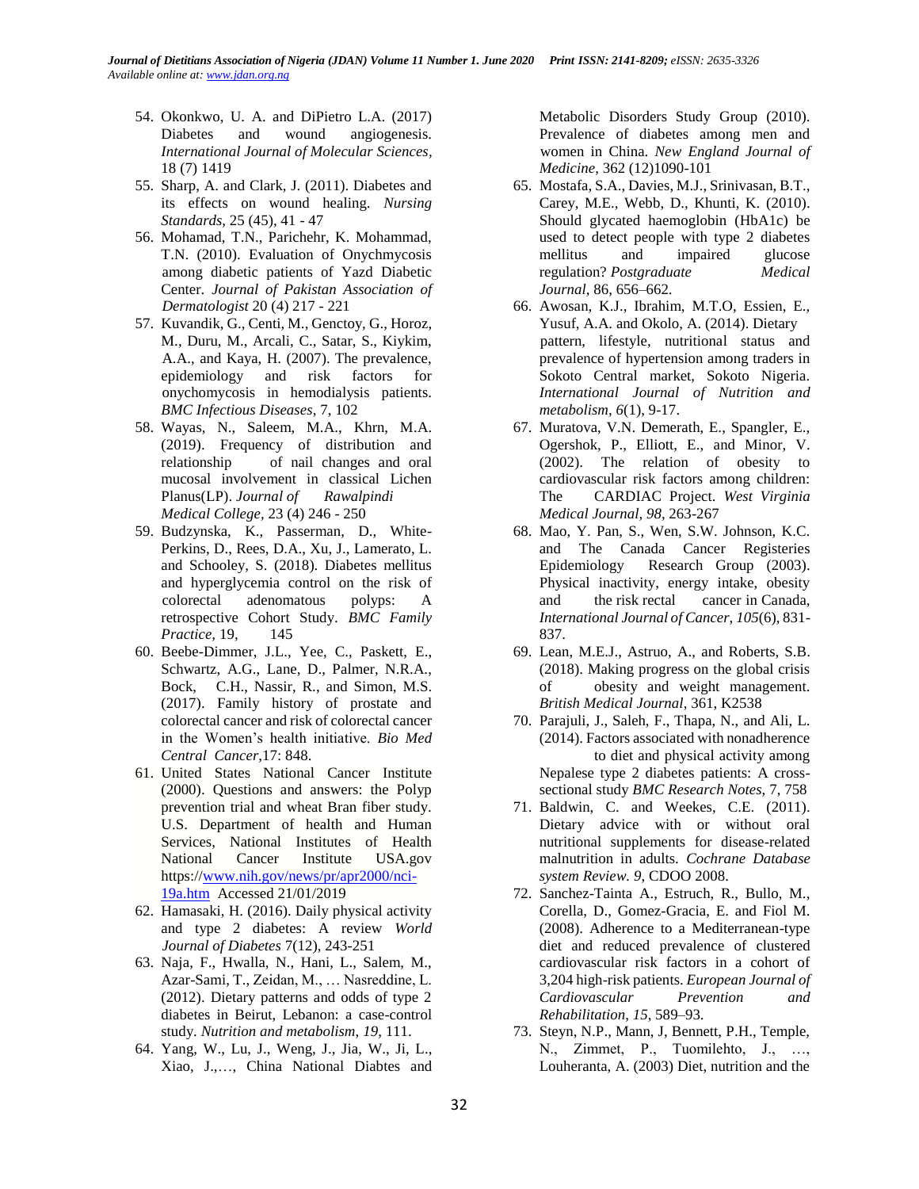54. Okonkwo, U. A. and DiPietro L.A. (2017) Diabetes and wound angiogenesis. *International Journal of Molecular Sciences*, 18 (7) 1419
55. Sharp, A. and Clark, J. (2011). Diabetes and its effects on wound healing. *Nursing Standards*, 25 (45), 41 - 47
56. Mohamad, T.N., Parichehr, K. Mohammad, T.N. (2010). Evaluation of Onychmycosis among diabetic patients of Yazd Diabetic Center. *Journal of Pakistan Association of Dermatologist* 20 (4) 217 - 221
57. Kuvandik, G., Centi, M., Genctoy, G., Horoz, M., Duru, M., Arcali, C., Satar, S., Kiykim, A.A., and Kaya, H. (2007). The prevalence, epidemiology and risk factors for onychomycosis in hemodialysis patients. *BMC Infectious Diseases*, 7, 102
58. Wayas, N., Saleem, M.A., Khrn, M.A. (2019). Frequency of distribution and relationship of nail changes and oral mucosal involvement in classical Lichen Planus(LP). *Journal of Rawalpindi Medical College*, 23 (4) 246 - 250
59. Budzynska, K., Passerman, D., White-Perkins, D., Rees, D.A., Xu, J., Lamerato, L. and Schooley, S. (2018). Diabetes mellitus and hyperglycemia control on the risk of colorectal adenomatous polyps: A retrospective Cohort Study. *BMC Family Practice*, 19, 145
60. Beebe-Dimmer, J.L., Yee, C., Paskett, E., Schwartz, A.G., Lane, D., Palmer, N.R.A., Bock, C.H., Nassir, R., and Simon, M.S. (2017). Family history of prostate and colorectal cancer and risk of colorectal cancer in the Women's health initiative. *Bio Med Central Cancer*,17: 848.
61. United States National Cancer Institute (2000). Questions and answers: the Polyp prevention trial and wheat Bran fiber study. U.S. Department of health and Human Services, National Institutes of Health National Cancer Institute USA.gov https://www.nih.gov/news/pr/apr2000/nci-19a.htm Accessed 21/01/2019
62. Hamasaki, H. (2016). Daily physical activity and type 2 diabetes: A review *World Journal of Diabetes* 7(12), 243-251
63. Naja, F., Hwalla, N., Hani, L., Salem, M., Azar-Sami, T., Zeidan, M., … Nasreddine, L. (2012). Dietary patterns and odds of type 2 diabetes in Beirut, Lebanon: a case-control study. *Nutrition and metabolism*, *19*, 111.
64. Yang, W., Lu, J., Weng, J., Jia, W., Ji, L., Xiao, J.,…, China National Diabtes and Metabolic Disorders Study Group (2010). Prevalence of diabetes among men and women in China. *New England Journal of Medicine*, 362 (12)1090-101
65. Mostafa, S.A., Davies, M.J., Srinivasan, B.T., Carey, M.E., Webb, D., Khunti, K. (2010). Should glycated haemoglobin (HbA1c) be used to detect people with type 2 diabetes mellitus and impaired glucose regulation? *Postgraduate Medical Journal*, 86, 656–662.
66. Awosan, K.J., Ibrahim, M.T.O, Essien, E., Yusuf, A.A. and Okolo, A. (2014). Dietary pattern, lifestyle, nutritional status and prevalence of hypertension among traders in Sokoto Central market, Sokoto Nigeria. *International Journal of Nutrition and metabolism*, *6*(1), 9-17.
67. Muratova, V.N. Demerath, E., Spangler, E., Ogershok, P., Elliott, E., and Minor, V. (2002). The relation of obesity to cardiovascular risk factors among children: The CARDIAC Project. *West Virginia Medical Journal*, *98*, 263-267
68. Mao, Y. Pan, S., Wen, S.W. Johnson, K.C. and The Canada Cancer Registeries Epidemiology Research Group (2003). Physical inactivity, energy intake, obesity and the risk rectal cancer in Canada, *International Journal of Cancer*, *105*(6), 831-837.
69. Lean, M.E.J., Astruo, A., and Roberts, S.B. (2018). Making progress on the global crisis of obesity and weight management. *British Medical Journal*, 361, K2538
70. Parajuli, J., Saleh, F., Thapa, N., and Ali, L. (2014). Factors associated with nonadherence to diet and physical activity among Nepalese type 2 diabetes patients: A cross-sectional study *BMC Research Notes*, 7, 758
71. Baldwin, C. and Weekes, C.E. (2011). Dietary advice with or without oral nutritional supplements for disease-related malnutrition in adults. *Cochrane Database system Review. 9*, CDOO 2008.
72. Sanchez-Tainta A., Estruch, R., Bullo, M., Corella, D., Gomez-Gracia, E. and Fiol M. (2008). Adherence to a Mediterranean-type diet and reduced prevalence of clustered cardiovascular risk factors in a cohort of 3,204 high-risk patients. *European Journal of Cardiovascular Prevention and Rehabilitation*, *15*, 589–93.
73. Steyn, N.P., Mann, J, Bennett, P.H., Temple, N., Zimmet, P., Tuomilehto, J., …, Louheranta, A. (2003) Diet, nutrition and the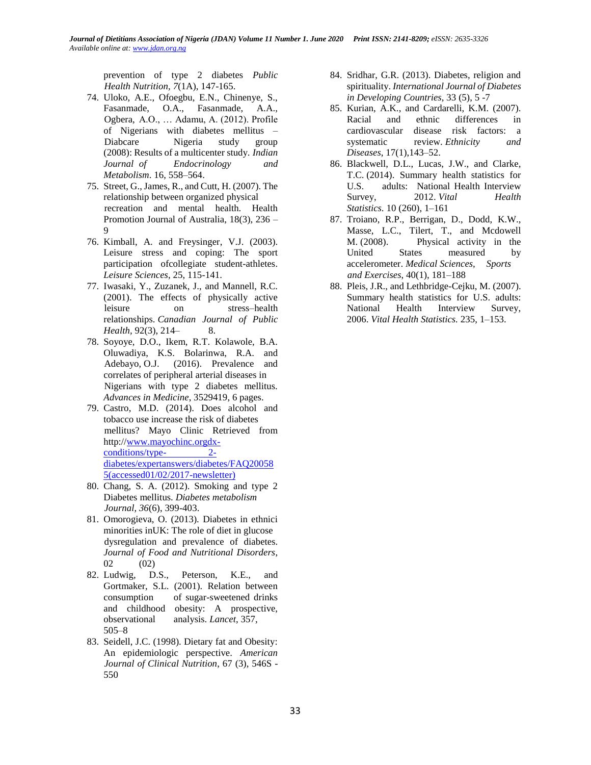prevention of type 2 diabetes *Public Health Nutrition, 7*(1A), 147-165.

74. Uloko, A.E., Ofoegbu, E.N., Chinenye, S., Fasanmade, O.A., Fasanmade, A.A., Ogbera, A.O., … Adamu, A. (2012). Profile of Nigerians with diabetes mellitus – Diabcare Nigeria study group (2008): Results of a multicenter study. *Indian Journal of Endocrinology and Metabolism*. 16, 558–564.
75. Street, G., James, R., and Cutt, H. (2007). The relationship between organized physical recreation and mental health. Health Promotion Journal of Australia, 18(3), 236 – 9
76. Kimball, A. and Freysinger, V.J. (2003). Leisure stress and coping: The sport participation ofcollegiate student-athletes. *Leisure Sciences*, 25, 115-141.
77. Iwasaki, Y., Zuzanek, J., and Mannell, R.C. (2001). The effects of physically active leisure on stress–health relationships. *Canadian Journal of Public Health*, 92(3), 214– 8.
78. Soyoye, D.O., Ikem, R.T. Kolawole, B.A. Oluwadiya, K.S. Bolarinwa, R.A. and Adebayo, O.J. (2016). Prevalence and correlates of peripheral arterial diseases in Nigerians with type 2 diabetes mellitus. *Advances in Medicine*, 3529419, 6 pages.
79. Castro, M.D. (2014). Does alcohol and tobacco use increase the risk of diabetes mellitus? Mayo Clinic Retrieved from http://www.mayochinc.orgdx-conditions/type- 2-diabetes/expertanswers/diabetes/FAQ20058 5(accessed01/02/2017-newsletter)
80. Chang, S. A. (2012). Smoking and type 2 Diabetes mellitus. *Diabetes metabolism Journal*, *36*(6), 399-403.
81. Omorogieva, O. (2013). Diabetes in ethnici minorities inUK: The role of diet in glucose dysregulation and prevalence of diabetes. *Journal of Food and Nutritional Disorders*, 02 (02)
82. Ludwig, D.S., Peterson, K.E., and Gortmaker, S.L. (2001). Relation between consumption of sugar-sweetened drinks and childhood obesity: A prospective, observational analysis. *Lancet*, 357, 505–8
83. Seidell, J.C. (1998). Dietary fat and Obesity: An epidemiologic perspective. *American Journal of Clinical Nutrition*, 67 (3), 546S - 550
84. Sridhar, G.R. (2013). Diabetes, religion and spirituality. *International Journal of Diabetes in Developing Countries*, 33 (5), 5 -7
85. Kurian, A.K., and Cardarelli, K.M. (2007). Racial and ethnic differences in cardiovascular disease risk factors: a systematic review. *Ethnicity and Diseases*, 17(1),143–52.
86. Blackwell, D.L., Lucas, J.W., and Clarke, T.C. (2014). Summary health statistics for U.S. adults: National Health Interview Survey, 2012. *Vital Health Statistics*. 10 (260), 1–161
87. Troiano, R.P., Berrigan, D., Dodd, K.W., Masse, L.C., Tilert, T., and Mcdowell M. (2008). Physical activity in the United States measured by accelerometer. *Medical Sciences, Sports and Exercises*, 40(1), 181–188
88. Pleis, J.R., and Lethbridge-Cejku, M. (2007). Summary health statistics for U.S. adults: National Health Interview Survey, 2006. *Vital Health Statistics.* 235, 1–153.